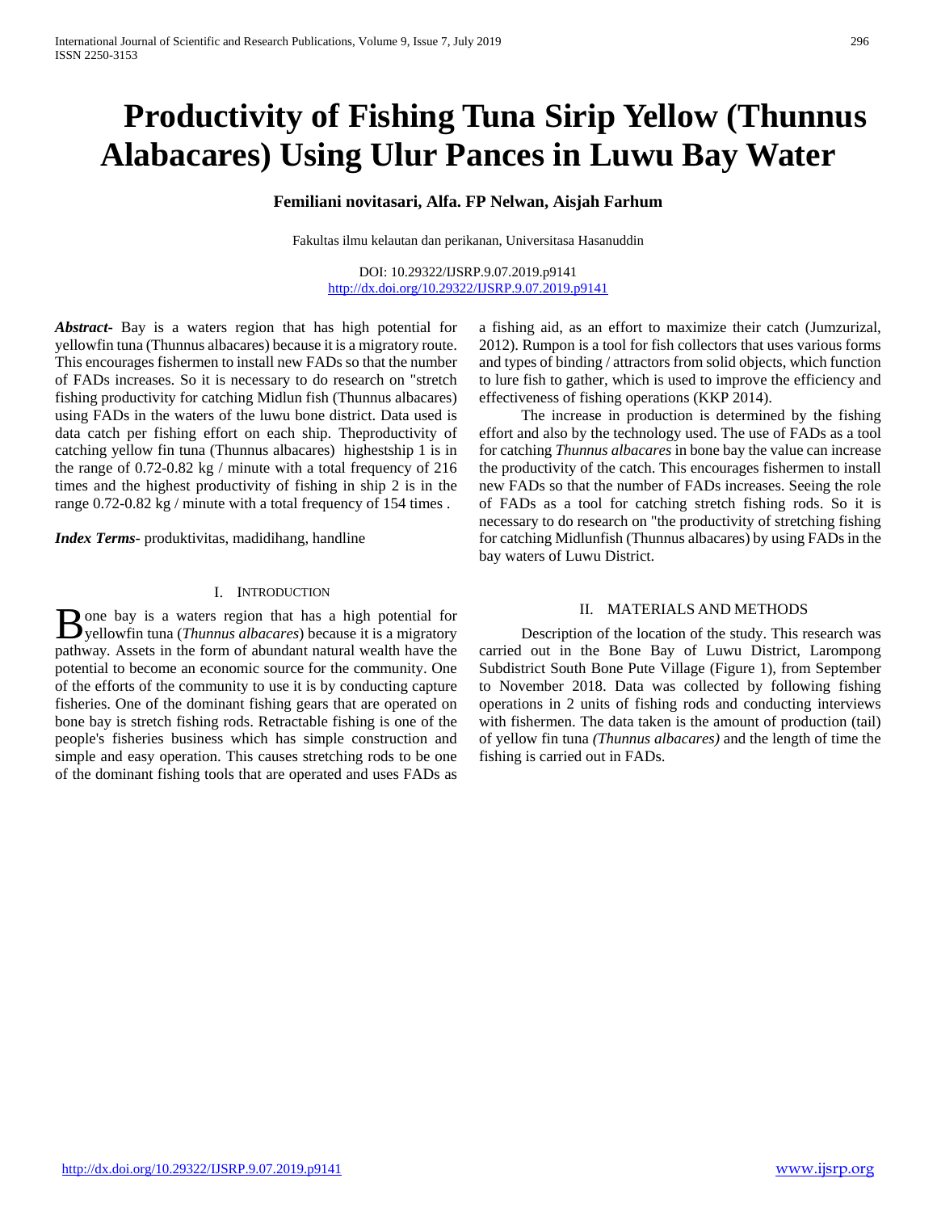# Productivity of Fishing Tuna Sirip Yellow (Thunnus Alabacares) Using Ulur Pances in Luwu Bay Water

**Femiliani novitasari, Alfa. FP Nelwan, Aisjah Farhum**

Fakultas ilmu kelautan dan perikanan, Universitasa Hasanuddin

DOI: 10.29322/IJSRP.9.07.2019.p9141
http://dx.doi.org/10.29322/IJSRP.9.07.2019.p9141

***Abstract***- Bay is a waters region that has high potential for yellowfin tuna (Thunnus albacares) because it is a migratory route. This encourages fishermen to install new FADs so that the number of FADs increases. So it is necessary to do research on "stretch fishing productivity for catching Midlun fish (Thunnus albacares) using FADs in the waters of the luwu bone district. Data used is data catch per fishing effort on each ship. Theproductivity of catching yellow fin tuna (Thunnus albacares) highestship 1 is in the range of 0.72-0.82 kg / minute with a total frequency of 216 times and the highest productivity of fishing in ship 2 is in the range 0.72-0.82 kg / minute with a total frequency of 154 times .

***Index Terms***- produktivitas, madidihang, handline

## I. Introduction

Bone bay is a waters region that has a high potential for yellowfin tuna (*Thunnus albacares*) because it is a migratory pathway. Assets in the form of abundant natural wealth have the potential to become an economic source for the community. One of the efforts of the community to use it is by conducting capture fisheries. One of the dominant fishing gears that are operated on bone bay is stretch fishing rods. Retractable fishing is one of the people's fisheries business which has simple construction and simple and easy operation. This causes stretching rods to be one of the dominant fishing tools that are operated and uses FADs as a fishing aid, as an effort to maximize their catch (Jumzurizal, 2012). Rumpon is a tool for fish collectors that uses various forms and types of binding / attractors from solid objects, which function to lure fish to gather, which is used to improve the efficiency and effectiveness of fishing operations (KKP 2014).

The increase in production is determined by the fishing effort and also by the technology used. The use of FADs as a tool for catching *Thunnus albacares* in bone bay the value can increase the productivity of the catch. This encourages fishermen to install new FADs so that the number of FADs increases. Seeing the role of FADs as a tool for catching stretch fishing rods. So it is necessary to do research on "the productivity of stretching fishing for catching Midlunfish (Thunnus albacares) by using FADs in the bay waters of Luwu District.

## II. Materials and Methods

Description of the location of the study. This research was carried out in the Bone Bay of Luwu District, Larompong Subdistrict South Bone Pute Village (Figure 1), from September to November 2018. Data was collected by following fishing operations in 2 units of fishing rods and conducting interviews with fishermen. The data taken is the amount of production (tail) of yellow fin tuna *(Thunnus albacares)* and the length of time the fishing is carried out in FADs.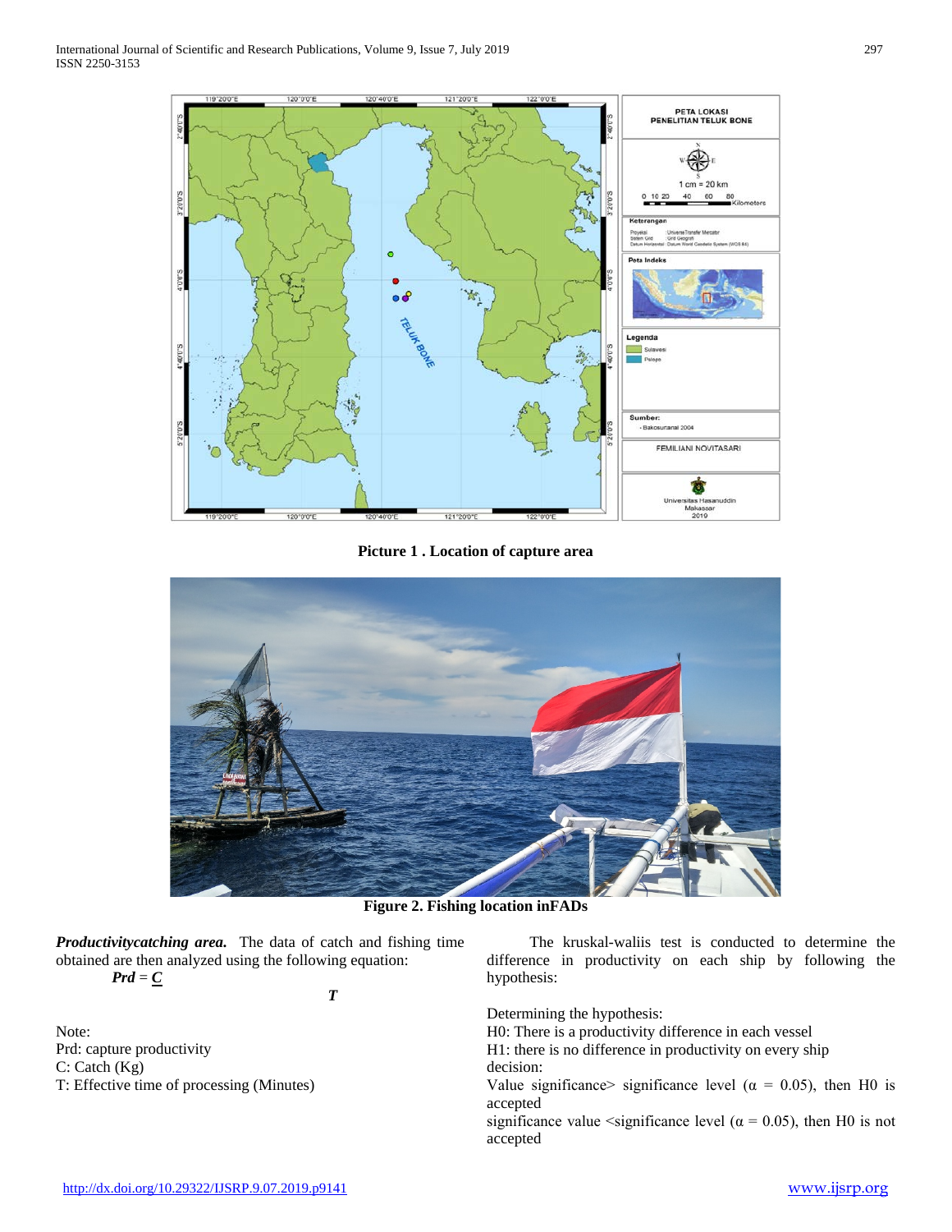**Picture 1 . Location of capture area**

**Figure 2. Fishing location inFADs**

***Productivitycatching area.*** The data of catch and fishing time obtained are then analyzed using the following equation:

$$Prd = \frac{C}{T}$$

Note:
Prd: capture productivity
C: Catch (Kg)
T: Effective time of processing (Minutes)

The kruskal-waliis test is conducted to determine the difference in productivity on each ship by following the hypothesis:

Determining the hypothesis:
H0: There is a productivity difference in each vessel
H1: there is no difference in productivity on every ship
decision:
Value significance> significance level (α = 0.05), then H0 is accepted
significance value <significance level (α = 0.05), then H0 is not accepted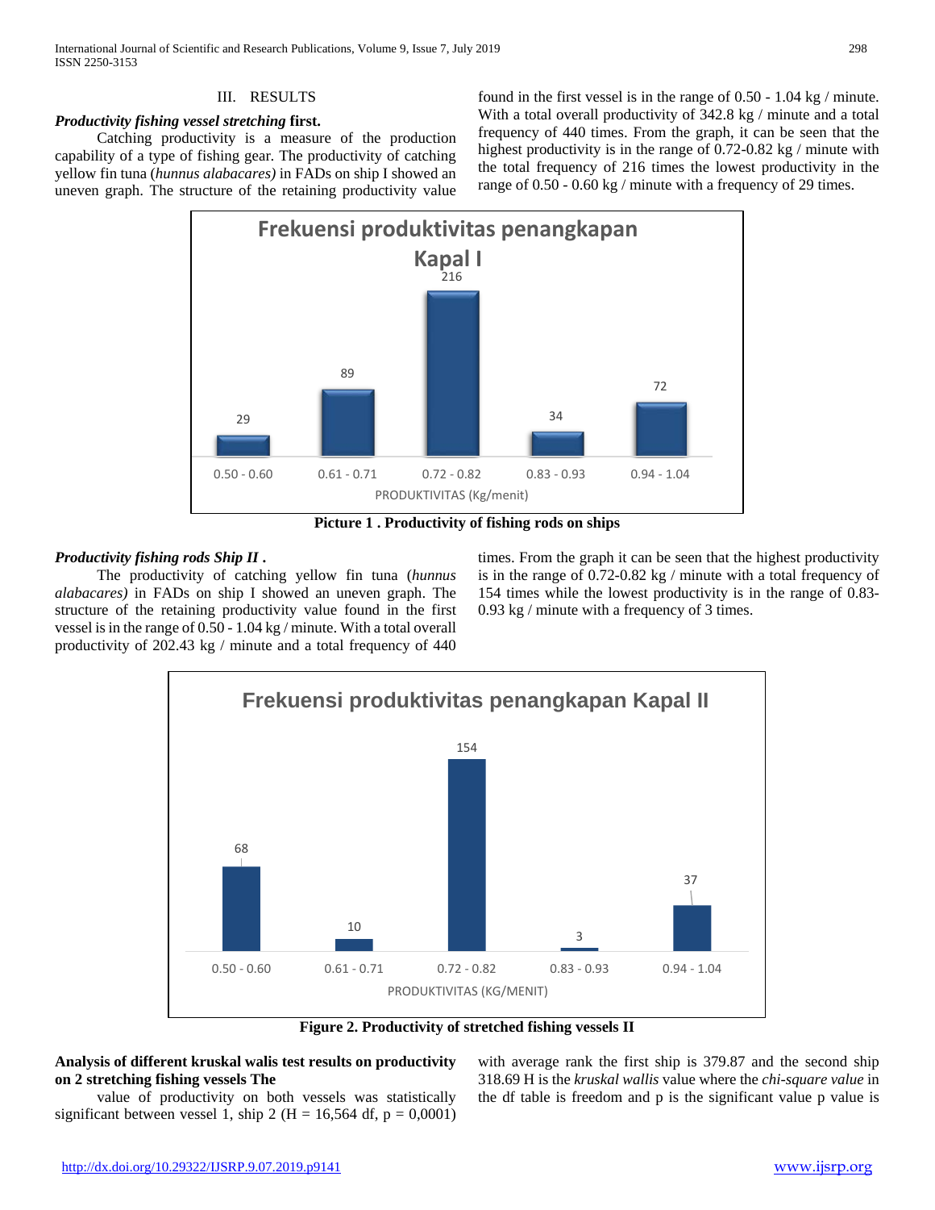## III. RESULTS

***Productivity fishing vessel stretching* first.**

Catching productivity is a measure of the production capability of a type of fishing gear. The productivity of catching yellow fin tuna (*hunnus alabacares)* in FADs on ship I showed an uneven graph. The structure of the retaining productivity value found in the first vessel is in the range of 0.50 - 1.04 kg / minute. With a total overall productivity of 342.8 kg / minute and a total frequency of 440 times. From the graph, it can be seen that the highest productivity is in the range of 0.72-0.82 kg / minute with the total frequency of 216 times the lowest productivity in the range of 0.50 - 0.60 kg / minute with a frequency of 29 times.

| PRODUKTIVITAS (Kg/menit) | Frekuensi produktivitas penangkapan Kapal I |
|---|---|
| 0.50 - 0.60 | 29 |
| 0.61 - 0.71 | 89 |
| 0.72 - 0.82 | 216 |
| 0.83 - 0.93 | 34 |
| 0.94 - 1.04 | 72 |

**Picture 1 . Productivity of fishing rods on ships**

***Productivity fishing rods Ship II* .**

The productivity of catching yellow fin tuna (*hunnus alabacares)* in FADs on ship I showed an uneven graph. The structure of the retaining productivity value found in the first vessel is in the range of 0.50 - 1.04 kg / minute. With a total overall productivity of 202.43 kg / minute and a total frequency of 440 times. From the graph it can be seen that the highest productivity is in the range of 0.72-0.82 kg / minute with a total frequency of 154 times while the lowest productivity is in the range of 0.83-0.93 kg / minute with a frequency of 3 times.

| PRODUKTIVITAS (KG/MENIT) | Frekuensi produktivitas penangkapan Kapal II |
|---|---|
| 0.50 - 0.60 | 68 |
| 0.61 - 0.71 | 10 |
| 0.72 - 0.82 | 154 |
| 0.83 - 0.93 | 3 |
| 0.94 - 1.04 | 37 |

**Figure 2. Productivity of stretched fishing vessels II**

**Analysis of different kruskal walis test results on productivity on 2 stretching fishing vessels The**

value of productivity on both vessels was statistically significant between vessel 1, ship 2 (H = 16,564 df, p = 0,0001) with average rank the first ship is 379.87 and the second ship 318.69 H is the *kruskal wallis* value where the *chi-square value* in the df table is freedom and p is the significant value p value is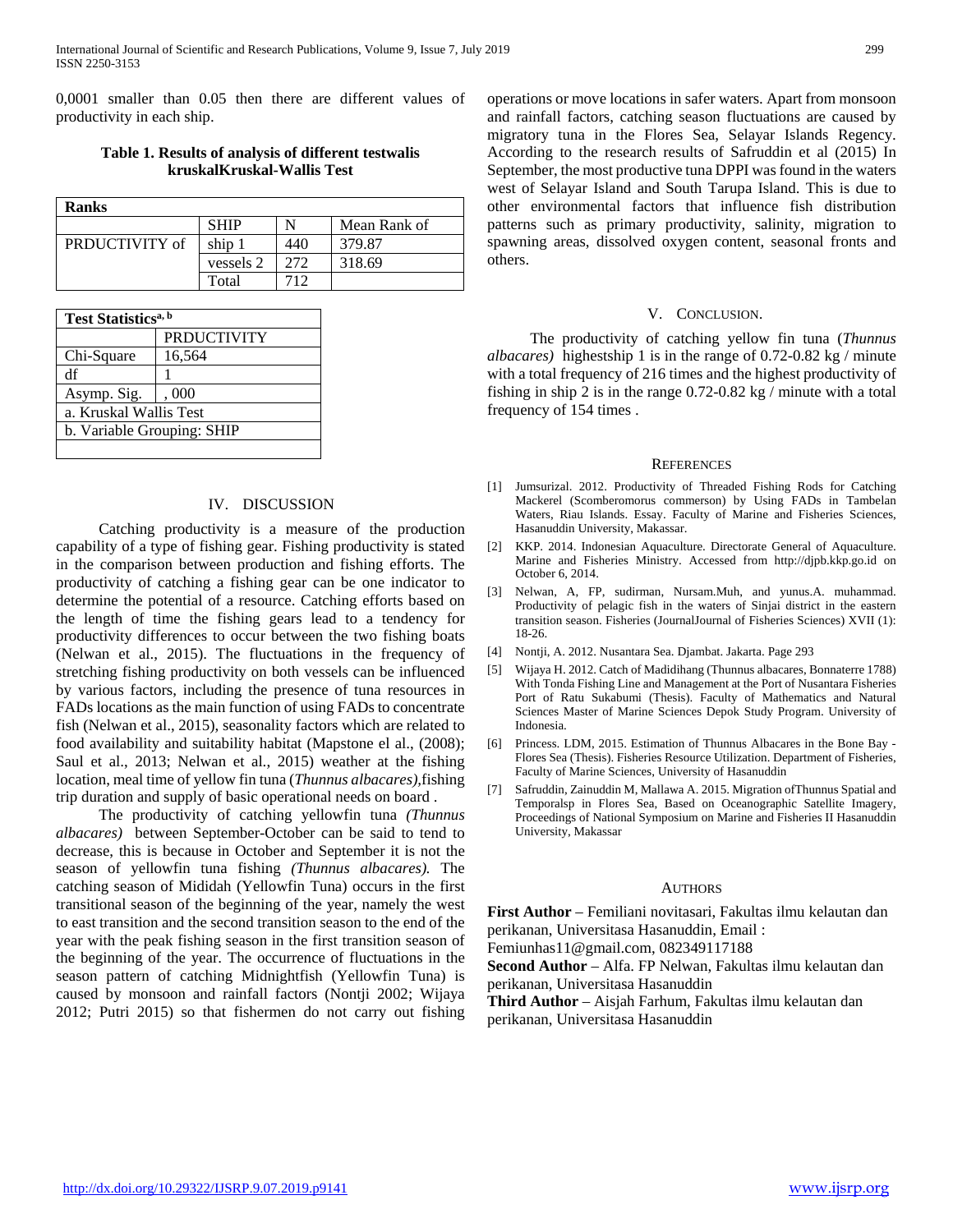0,0001 smaller than 0.05 then there are different values of productivity in each ship.

**Table 1. Results of analysis of different testwalis kruskalKruskal-Wallis Test**

| **Ranks** | | | |
|---|---|---|---|
| | SHIP | N | Mean Rank of |
| PRDUCTIVITY of | ship 1 | 440 | 379.87 |
| | vessels 2 | 272 | 318.69 |
| | Total | 712 | |

| **Test Statistics**[a, b] | |
|---|---|
| | PRDUCTIVITY |
| Chi-Square | 16,564 |
| df | 1 |
| Asymp. Sig. | , 000 |
| a. Kruskal Wallis Test | |
| b. Variable Grouping: SHIP | |

## IV. DISCUSSION

Catching productivity is a measure of the production capability of a type of fishing gear. Fishing productivity is stated in the comparison between production and fishing efforts. The productivity of catching a fishing gear can be one indicator to determine the potential of a resource. Catching efforts based on the length of time the fishing gears lead to a tendency for productivity differences to occur between the two fishing boats (Nelwan et al., 2015). The fluctuations in the frequency of stretching fishing productivity on both vessels can be influenced by various factors, including the presence of tuna resources in FADs locations as the main function of using FADs to concentrate fish (Nelwan et al., 2015), seasonality factors which are related to food availability and suitability habitat (Mapstone el al., (2008); Saul et al., 2013; Nelwan et al., 2015) weather at the fishing location, meal time of yellow fin tuna (*Thunnus albacares),*fishing trip duration and supply of basic operational needs on board .

The productivity of catching yellowfin tuna *(Thunnus albacares)* between September-October can be said to tend to decrease, this is because in October and September it is not the season of yellowfin tuna fishing *(Thunnus albacares).* The catching season of Mididah (Yellowfin Tuna) occurs in the first transitional season of the beginning of the year, namely the west to east transition and the second transition season to the end of the year with the peak fishing season in the first transition season of the beginning of the year. The occurrence of fluctuations in the season pattern of catching Midnightfish (Yellowfin Tuna) is caused by monsoon and rainfall factors (Nontji 2002; Wijaya 2012; Putri 2015) so that fishermen do not carry out fishing operations or move locations in safer waters. Apart from monsoon and rainfall factors, catching season fluctuations are caused by migratory tuna in the Flores Sea, Selayar Islands Regency. According to the research results of Safruddin et al (2015) In September, the most productive tuna DPPI was found in the waters west of Selayar Island and South Tarupa Island. This is due to other environmental factors that influence fish distribution patterns such as primary productivity, salinity, migration to spawning areas, dissolved oxygen content, seasonal fronts and others.

## V. CONCLUSION.

The productivity of catching yellow fin tuna (*Thunnus albacares)* highestship 1 is in the range of 0.72-0.82 kg / minute with a total frequency of 216 times and the highest productivity of fishing in ship 2 is in the range 0.72-0.82 kg / minute with a total frequency of 154 times .

## REFERENCES

[1] Jumsurizal. 2012. Productivity of Threaded Fishing Rods for Catching Mackerel (Scomberomorus commerson) by Using FADs in Tambelan Waters, Riau Islands. Essay. Faculty of Marine and Fisheries Sciences, Hasanuddin University, Makassar.

[2] KKP. 2014. Indonesian Aquaculture. Directorate General of Aquaculture. Marine and Fisheries Ministry. Accessed from http://djpb.kkp.go.id on October 6, 2014.

[3] Nelwan, A, FP, sudirman, Nursam.Muh, and yunus.A. muhammad. Productivity of pelagic fish in the waters of Sinjai district in the eastern transition season. Fisheries (JournalJournal of Fisheries Sciences) XVII (1): 18-26.

[4] Nontji, A. 2012. Nusantara Sea. Djambat. Jakarta. Page 293

[5] Wijaya H. 2012. Catch of Madidihang (Thunnus albacares, Bonnaterre 1788) With Tonda Fishing Line and Management at the Port of Nusantara Fisheries Port of Ratu Sukabumi (Thesis). Faculty of Mathematics and Natural Sciences Master of Marine Sciences Depok Study Program. University of Indonesia.

[6] Princess. LDM, 2015. Estimation of Thunnus Albacares in the Bone Bay - Flores Sea (Thesis). Fisheries Resource Utilization. Department of Fisheries, Faculty of Marine Sciences, University of Hasanuddin

[7] Safruddin, Zainuddin M, Mallawa A. 2015. Migration ofThunnus Spatial and Temporalsp in Flores Sea, Based on Oceanographic Satellite Imagery, Proceedings of National Symposium on Marine and Fisheries II Hasanuddin University, Makassar

## AUTHORS

**First Author** – Femiliani novitasari, Fakultas ilmu kelautan dan perikanan, Universitasa Hasanuddin, Email : Femiunhas11@gmail.com, 082349117188

**Second Author** – Alfa. FP Nelwan, Fakultas ilmu kelautan dan perikanan, Universitasa Hasanuddin

**Third Author** – Aisjah Farhum, Fakultas ilmu kelautan dan perikanan, Universitasa Hasanuddin